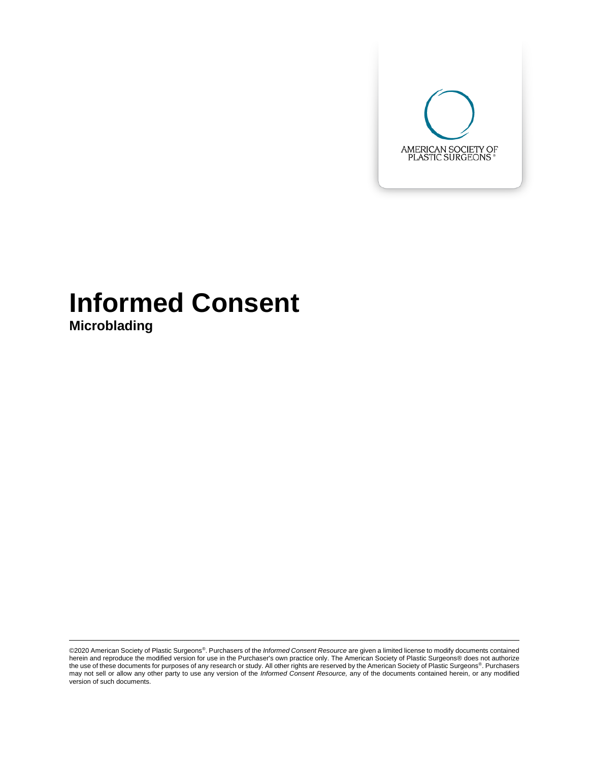AMERICAN SOCIETY OF PLASTIC SURGEONS®

# Informed Consent

## Microblading

©2020 American Society of Plastic Surgeons®. Purchasers of the *Informed Consent Resource* are given a limited license to modify documents contained herein and reproduce the modified version for use in the Purchaser's own practice only. The American Society of Plastic Surgeons® does not authorize the use of these documents for purposes of any research or study. All other rights are reserved by the American Society of Plastic Surgeons®. Purchasers may not sell or allow any other party to use any version of the *Informed Consent Resource,* any of the documents contained herein, or any modified version of such documents.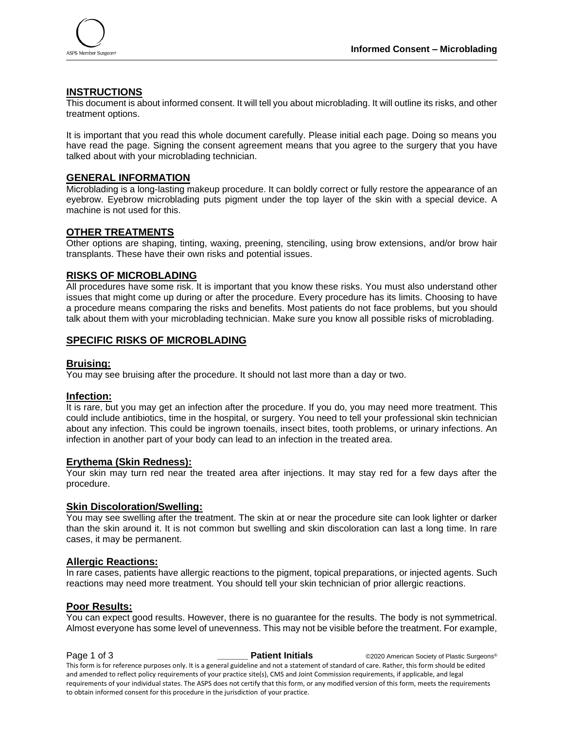## INSTRUCTIONS

This document is about informed consent. It will tell you about microblading. It will outline its risks, and other treatment options.

It is important that you read this whole document carefully. Please initial each page. Doing so means you have read the page. Signing the consent agreement means that you agree to the surgery that you have talked about with your microblading technician.

## GENERAL INFORMATION

Microblading is a long-lasting makeup procedure. It can boldly correct or fully restore the appearance of an eyebrow. Eyebrow microblading puts pigment under the top layer of the skin with a special device. A machine is not used for this.

## OTHER TREATMENTS

Other options are shaping, tinting, waxing, preening, stenciling, using brow extensions, and/or brow hair transplants. These have their own risks and potential issues.

## RISKS OF MICROBLADING

All procedures have some risk. It is important that you know these risks. You must also understand other issues that might come up during or after the procedure. Every procedure has its limits. Choosing to have a procedure means comparing the risks and benefits. Most patients do not face problems, but you should talk about them with your microblading technician. Make sure you know all possible risks of microblading.

## SPECIFIC RISKS OF MICROBLADING

### Bruising:

You may see bruising after the procedure. It should not last more than a day or two.

### Infection:

It is rare, but you may get an infection after the procedure. If you do, you may need more treatment. This could include antibiotics, time in the hospital, or surgery. You need to tell your professional skin technician about any infection. This could be ingrown toenails, insect bites, tooth problems, or urinary infections. An infection in another part of your body can lead to an infection in the treated area.

### Erythema (Skin Redness):

Your skin may turn red near the treated area after injections. It may stay red for a few days after the procedure.

### Skin Discoloration/Swelling:

You may see swelling after the treatment. The skin at or near the procedure site can look lighter or darker than the skin around it. It is not common but swelling and skin discoloration can last a long time. In rare cases, it may be permanent.

### Allergic Reactions:

In rare cases, patients have allergic reactions to the pigment, topical preparations, or injected agents. Such reactions may need more treatment. You should tell your skin technician of prior allergic reactions.

### Poor Results:

You can expect good results. However, there is no guarantee for the results. The body is not symmetrical. Almost everyone has some level of unevenness. This may not be visible before the treatment. For example,

_______ **Patient Initials**

This form is for reference purposes only. It is a general guideline and not a statement of standard of care. Rather, this form should be edited and amended to reflect policy requirements of your practice site(s), CMS and Joint Commission requirements, if applicable, and legal requirements of your individual states. The ASPS does not certify that this form, or any modified version of this form, meets the requirements to obtain informed consent for this procedure in the jurisdiction of your practice.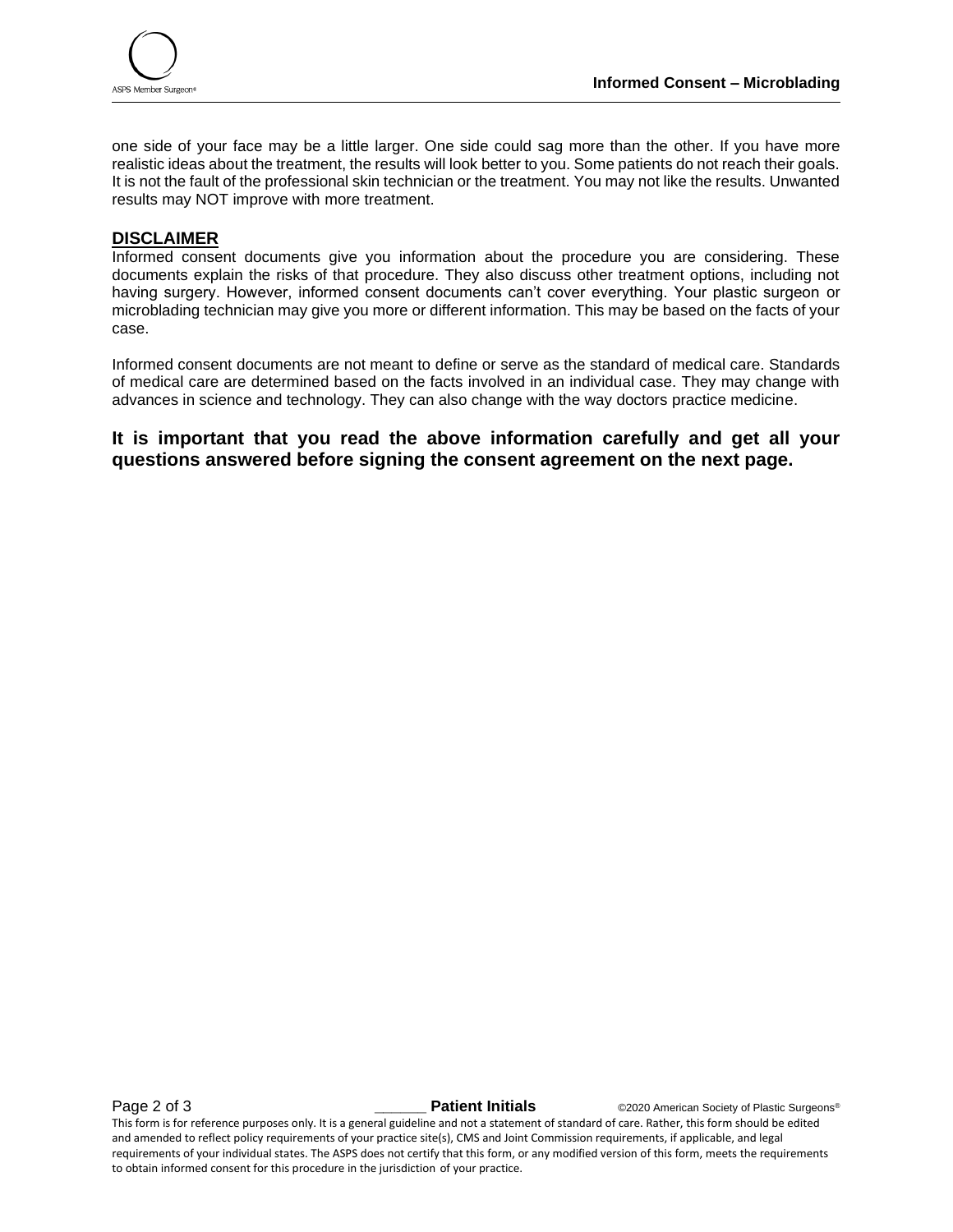one side of your face may be a little larger. One side could sag more than the other. If you have more realistic ideas about the treatment, the results will look better to you. Some patients do not reach their goals. It is not the fault of the professional skin technician or the treatment. You may not like the results. Unwanted results may NOT improve with more treatment.

## DISCLAIMER

Informed consent documents give you information about the procedure you are considering. These documents explain the risks of that procedure. They also discuss other treatment options, including not having surgery. However, informed consent documents can't cover everything. Your plastic surgeon or microblading technician may give you more or different information. This may be based on the facts of your case.

Informed consent documents are not meant to define or serve as the standard of medical care. Standards of medical care are determined based on the facts involved in an individual case. They may change with advances in science and technology. They can also change with the way doctors practice medicine.

**It is important that you read the above information carefully and get all your questions answered before signing the consent agreement on the next page.**

______ **Patient Initials**

This form is for reference purposes only. It is a general guideline and not a statement of standard of care. Rather, this form should be edited and amended to reflect policy requirements of your practice site(s), CMS and Joint Commission requirements, if applicable, and legal requirements of your individual states. The ASPS does not certify that this form, or any modified version of this form, meets the requirements to obtain informed consent for this procedure in the jurisdiction of your practice.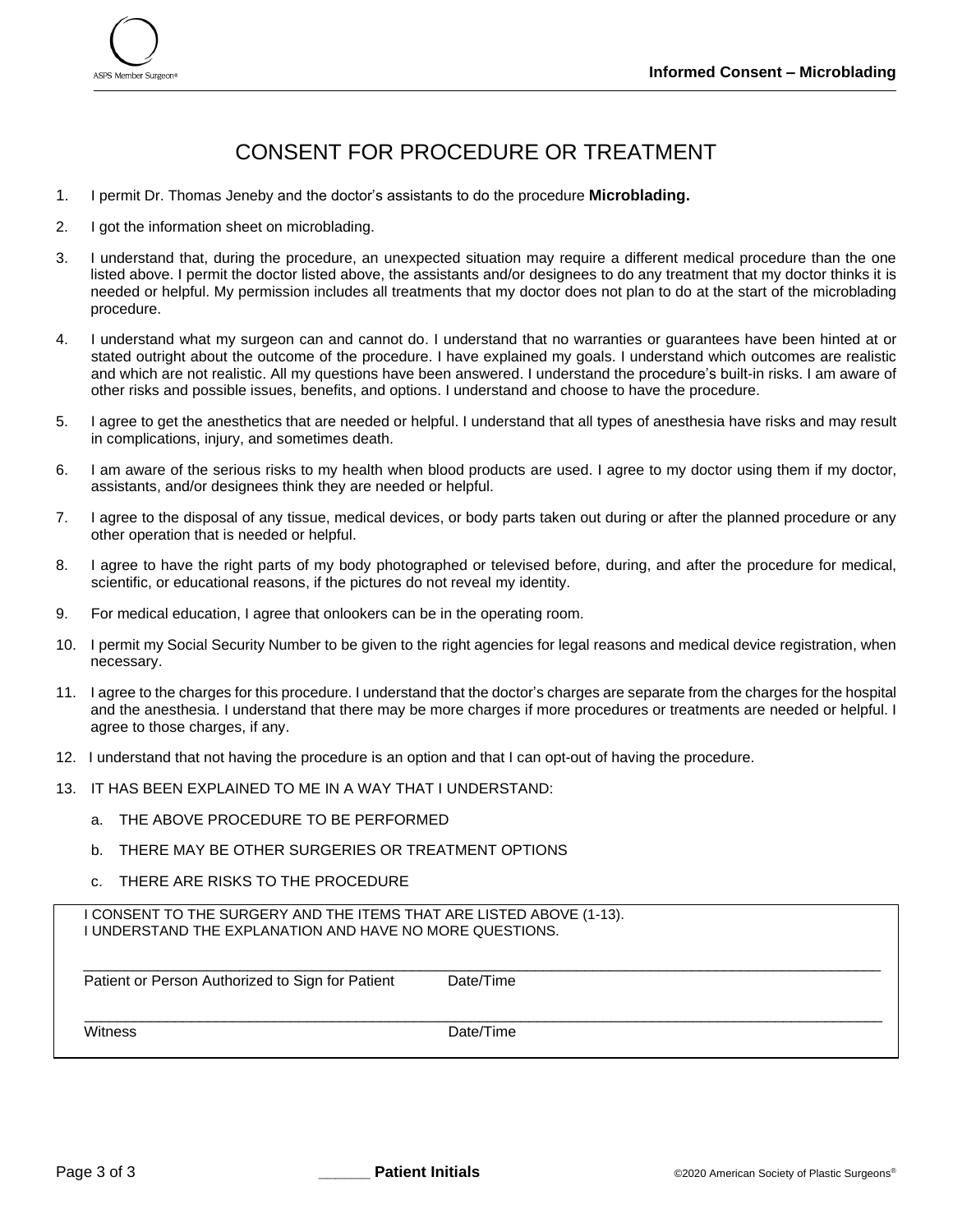# CONSENT FOR PROCEDURE OR TREATMENT

1. I permit Dr. Thomas Jeneby and the doctor's assistants to do the procedure **Microblading.**
2. I got the information sheet on microblading.
3. I understand that, during the procedure, an unexpected situation may require a different medical procedure than the one listed above. I permit the doctor listed above, the assistants and/or designees to do any treatment that my doctor thinks it is needed or helpful. My permission includes all treatments that my doctor does not plan to do at the start of the microblading procedure.
4. I understand what my surgeon can and cannot do. I understand that no warranties or guarantees have been hinted at or stated outright about the outcome of the procedure. I have explained my goals. I understand which outcomes are realistic and which are not realistic. All my questions have been answered. I understand the procedure's built-in risks. I am aware of other risks and possible issues, benefits, and options. I understand and choose to have the procedure.
5. I agree to get the anesthetics that are needed or helpful. I understand that all types of anesthesia have risks and may result in complications, injury, and sometimes death.
6. I am aware of the serious risks to my health when blood products are used. I agree to my doctor using them if my doctor, assistants, and/or designees think they are needed or helpful.
7. I agree to the disposal of any tissue, medical devices, or body parts taken out during or after the planned procedure or any other operation that is needed or helpful.
8. I agree to have the right parts of my body photographed or televised before, during, and after the procedure for medical, scientific, or educational reasons, if the pictures do not reveal my identity.
9. For medical education, I agree that onlookers can be in the operating room.
10. I permit my Social Security Number to be given to the right agencies for legal reasons and medical device registration, when necessary.
11. I agree to the charges for this procedure. I understand that the doctor's charges are separate from the charges for the hospital and the anesthesia. I understand that there may be more charges if more procedures or treatments are needed or helpful. I agree to those charges, if any.
12. I understand that not having the procedure is an option and that I can opt-out of having the procedure.
13. IT HAS BEEN EXPLAINED TO ME IN A WAY THAT I UNDERSTAND:
    a. THE ABOVE PROCEDURE TO BE PERFORMED
    b. THERE MAY BE OTHER SURGERIES OR TREATMENT OPTIONS
    c. THERE ARE RISKS TO THE PROCEDURE

I CONSENT TO THE SURGERY AND THE ITEMS THAT ARE LISTED ABOVE (1-13).
I UNDERSTAND THE EXPLANATION AND HAVE NO MORE QUESTIONS.

_______________________________________________________________________________
Patient or Person Authorized to Sign for Patient Date/Time

_______________________________________________________________________________
Witness Date/Time

______ **Patient Initials**

©2020 American Society of Plastic Surgeons®